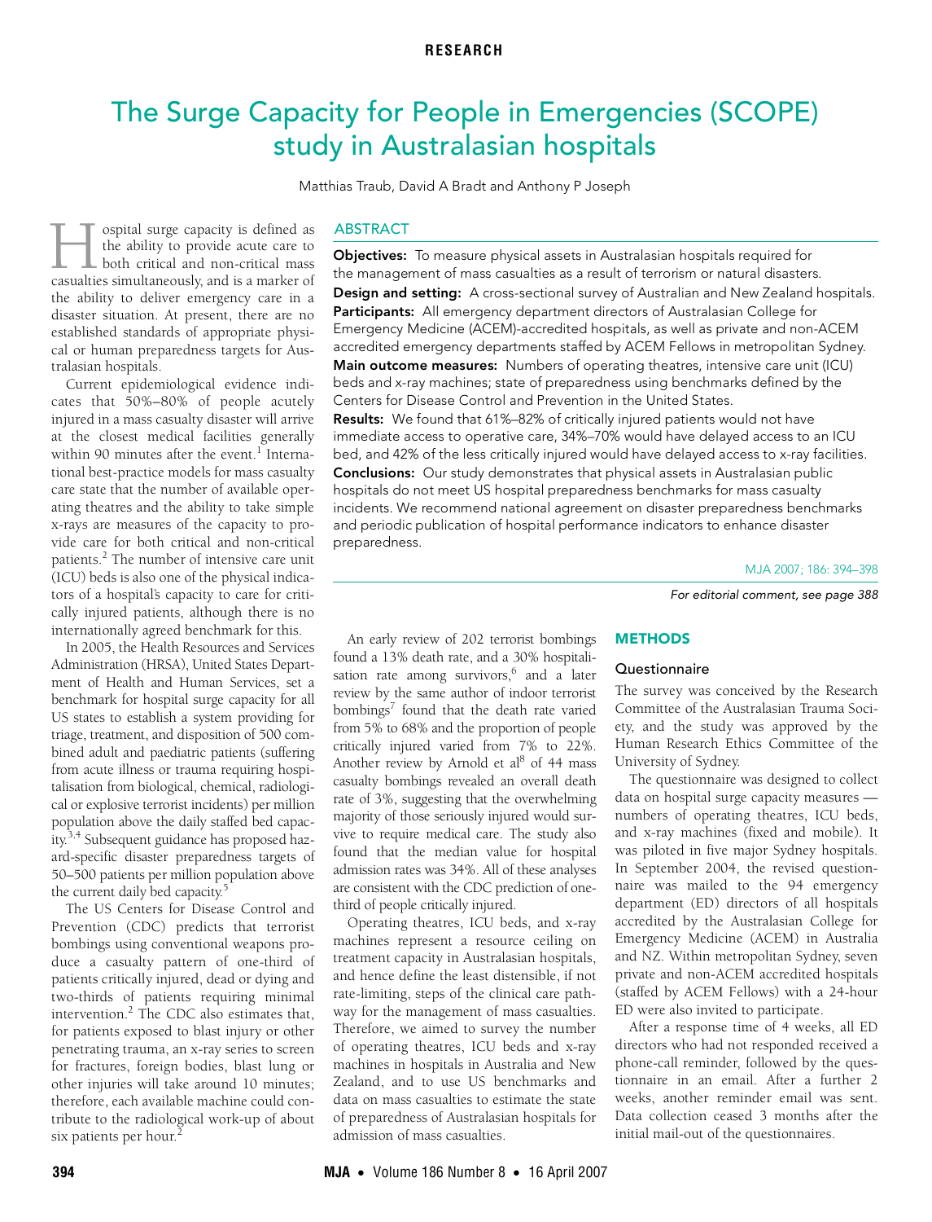RESEARCH

# The Surge Capacity for People in Emergencies (SCOPE) study in Australasian hospitals

Matthias Traub, David A Bradt and Anthony P Joseph

## ABSTRACT

**Objectives:** To measure physical assets in Australasian hospitals required for the management of mass casualties as a result of terrorism or natural disasters.

**Design and setting:** A cross-sectional survey of Australian and New Zealand hospitals.

**Participants:** All emergency department directors of Australasian College for Emergency Medicine (ACEM)-accredited hospitals, as well as private and non-ACEM accredited emergency departments staffed by ACEM Fellows in metropolitan Sydney.

**Main outcome measures:** Numbers of operating theatres, intensive care unit (ICU) beds and x-ray machines; state of preparedness using benchmarks defined by the Centers for Disease Control and Prevention in the United States.

**Results:** We found that 61%–82% of critically injured patients would not have immediate access to operative care, 34%–70% would have delayed access to an ICU bed, and 42% of the less critically injured would have delayed access to x-ray facilities.

**Conclusions:** Our study demonstrates that physical assets in Australasian public hospitals do not meet US hospital preparedness benchmarks for mass casualty incidents. We recommend national agreement on disaster preparedness benchmarks and periodic publication of hospital performance indicators to enhance disaster preparedness.

MJA 2007; 186: 394–398

*For editorial comment, see page 388*

Hospital surge capacity is defined as the ability to provide acute care to both critical and non-critical mass casualties simultaneously, and is a marker of the ability to deliver emergency care in a disaster situation. At present, there are no established standards of appropriate physical or human preparedness targets for Australasian hospitals.

Current epidemiological evidence indicates that 50%–80% of people acutely injured in a mass casualty disaster will arrive at the closest medical facilities generally within 90 minutes after the event.[1] International best-practice models for mass casualty care state that the number of available operating theatres and the ability to take simple x-rays are measures of the capacity to provide care for both critical and non-critical patients.[2] The number of intensive care unit (ICU) beds is also one of the physical indicators of a hospital's capacity to care for critically injured patients, although there is no internationally agreed benchmark for this.

In 2005, the Health Resources and Services Administration (HRSA), United States Department of Health and Human Services, set a benchmark for hospital surge capacity for all US states to establish a system providing for triage, treatment, and disposition of 500 combined adult and paediatric patients (suffering from acute illness or trauma requiring hospitalisation from biological, chemical, radiological or explosive terrorist incidents) per million population above the daily staffed bed capacity.[3,4] Subsequent guidance has proposed hazard-specific disaster preparedness targets of 50–500 patients per million population above the current daily bed capacity.[5]

The US Centers for Disease Control and Prevention (CDC) predicts that terrorist bombings using conventional weapons produce a casualty pattern of one-third of patients critically injured, dead or dying and two-thirds of patients requiring minimal intervention.[2] The CDC also estimates that, for patients exposed to blast injury or other penetrating trauma, an x-ray series to screen for fractures, foreign bodies, blast lung or other injuries will take around 10 minutes; therefore, each available machine could contribute to the radiological work-up of about six patients per hour.[2]

An early review of 202 terrorist bombings found a 13% death rate, and a 30% hospitalisation rate among survivors,[6] and a later review by the same author of indoor terrorist bombings[7] found that the death rate varied from 5% to 68% and the proportion of people critically injured varied from 7% to 22%. Another review by Arnold et al[8] of 44 mass casualty bombings revealed an overall death rate of 3%, suggesting that the overwhelming majority of those seriously injured would survive to require medical care. The study also found that the median value for hospital admission rates was 34%. All of these analyses are consistent with the CDC prediction of one-third of people critically injured.

Operating theatres, ICU beds, and x-ray machines represent a resource ceiling on treatment capacity in Australasian hospitals, and hence define the least distensible, if not rate-limiting, steps of the clinical care pathway for the management of mass casualties. Therefore, we aimed to survey the number of operating theatres, ICU beds and x-ray machines in hospitals in Australia and New Zealand, and to use US benchmarks and data on mass casualties to estimate the state of preparedness of Australasian hospitals for admission of mass casualties.

## METHODS

### Questionnaire

The survey was conceived by the Research Committee of the Australasian Trauma Society, and the study was approved by the Human Research Ethics Committee of the University of Sydney.

The questionnaire was designed to collect data on hospital surge capacity measures — numbers of operating theatres, ICU beds, and x-ray machines (fixed and mobile). It was piloted in five major Sydney hospitals. In September 2004, the revised questionnaire was mailed to the 94 emergency department (ED) directors of all hospitals accredited by the Australasian College for Emergency Medicine (ACEM) in Australia and NZ. Within metropolitan Sydney, seven private and non-ACEM accredited hospitals (staffed by ACEM Fellows) with a 24-hour ED were also invited to participate.

After a response time of 4 weeks, all ED directors who had not responded received a phone-call reminder, followed by the questionnaire in an email. After a further 2 weeks, another reminder email was sent. Data collection ceased 3 months after the initial mail-out of the questionnaires.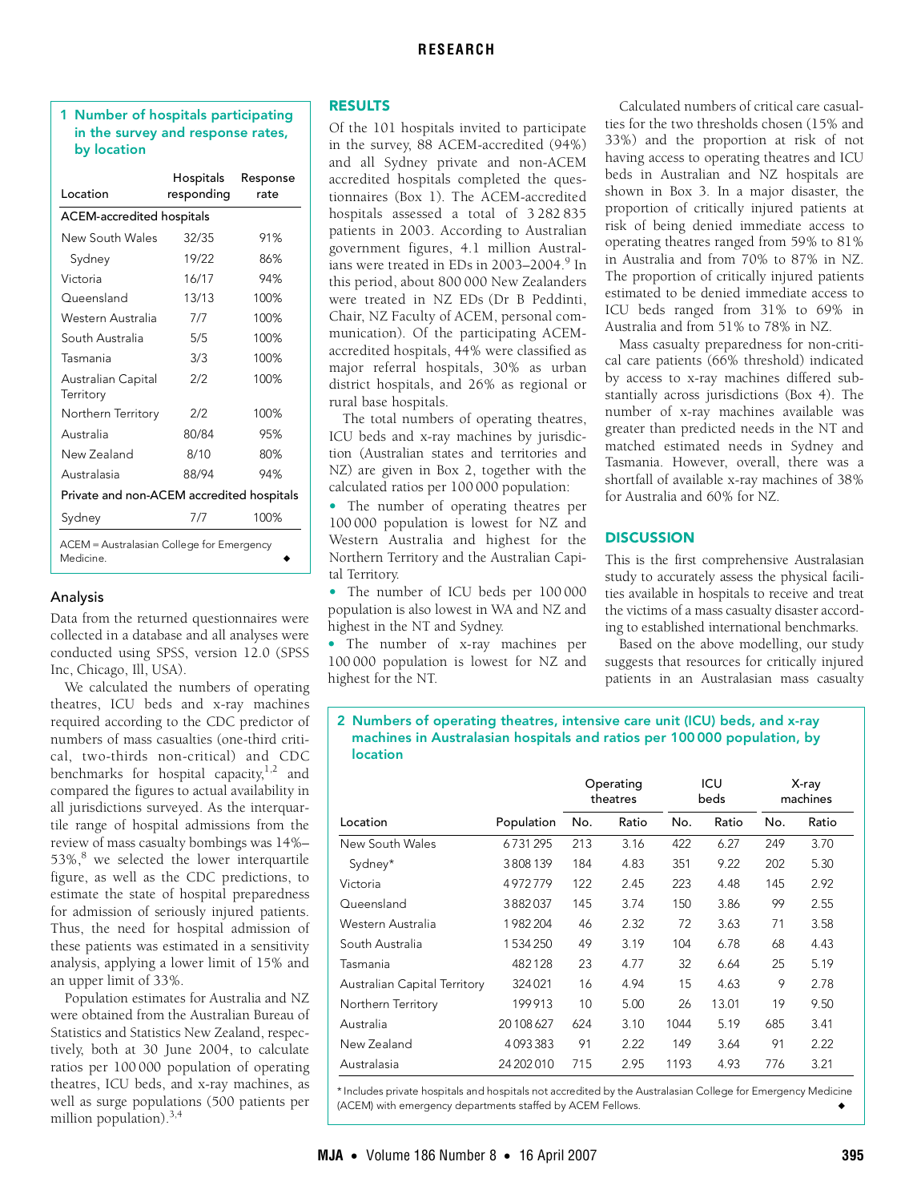**1 Number of hospitals participating in the survey and response rates, by location**

| Location | Hospitals responding | Response rate |
|---|---|---|
| **ACEM-accredited hospitals** | | |
| New South Wales | 32/35 | 91% |
| Sydney | 19/22 | 86% |
| Victoria | 16/17 | 94% |
| Queensland | 13/13 | 100% |
| Western Australia | 7/7 | 100% |
| South Australia | 5/5 | 100% |
| Tasmania | 3/3 | 100% |
| Australian Capital Territory | 2/2 | 100% |
| Northern Territory | 2/2 | 100% |
| Australia | 80/84 | 95% |
| New Zealand | 8/10 | 80% |
| Australasia | 88/94 | 94% |
| **Private and non-ACEM accredited hospitals** | | |
| Sydney | 7/7 | 100% |

ACEM = Australasian College for Emergency Medicine. ◆

### Analysis

Data from the returned questionnaires were collected in a database and all analyses were conducted using SPSS, version 12.0 (SPSS Inc, Chicago, Ill, USA).

We calculated the numbers of operating theatres, ICU beds and x-ray machines required according to the CDC predictor of numbers of mass casualties (one-third critical, two-thirds non-critical) and CDC benchmarks for hospital capacity,[1,2] and compared the figures to actual availability in all jurisdictions surveyed. As the interquartile range of hospital admissions from the review of mass casualty bombings was 14%–53%,[8] we selected the lower interquartile figure, as well as the CDC predictions, to estimate the state of hospital preparedness for admission of seriously injured patients. Thus, the need for hospital admission of these patients was estimated in a sensitivity analysis, applying a lower limit of 15% and an upper limit of 33%.

Population estimates for Australia and NZ were obtained from the Australian Bureau of Statistics and Statistics New Zealand, respectively, both at 30 June 2004, to calculate ratios per 100 000 population of operating theatres, ICU beds, and x-ray machines, as well as surge populations (500 patients per million population).[3,4]

## RESULTS

Of the 101 hospitals invited to participate in the survey, 88 ACEM-accredited (94%) and all Sydney private and non-ACEM accredited hospitals completed the questionnaires (Box 1). The ACEM-accredited hospitals assessed a total of 3 282 835 patients in 2003. According to Australian government figures, 4.1 million Australians were treated in EDs in 2003–2004.[9] In this period, about 800 000 New Zealanders were treated in NZ EDs (Dr B Peddinti, Chair, NZ Faculty of ACEM, personal communication). Of the participating ACEM-accredited hospitals, 44% were classified as major referral hospitals, 30% as urban district hospitals, and 26% as regional or rural base hospitals.

The total numbers of operating theatres, ICU beds and x-ray machines by jurisdiction (Australian states and territories and NZ) are given in Box 2, together with the calculated ratios per 100 000 population:

- The number of operating theatres per 100 000 population is lowest for NZ and Western Australia and highest for the Northern Territory and the Australian Capital Territory.
- The number of ICU beds per 100 000 population is also lowest in WA and NZ and highest in the NT and Sydney.
- The number of x-ray machines per 100 000 population is lowest for NZ and highest for the NT.

Calculated numbers of critical care casualties for the two thresholds chosen (15% and 33%) and the proportion at risk of not having access to operating theatres and ICU beds in Australian and NZ hospitals are shown in Box 3. In a major disaster, the proportion of critically injured patients at risk of being denied immediate access to operating theatres ranged from 59% to 81% in Australia and from 70% to 87% in NZ. The proportion of critically injured patients estimated to be denied immediate access to ICU beds ranged from 31% to 69% in Australia and from 51% to 78% in NZ.

Mass casualty preparedness for non-critical care patients (66% threshold) indicated by access to x-ray machines differed substantially across jurisdictions (Box 4). The number of x-ray machines available was greater than predicted needs in the NT and matched estimated needs in Sydney and Tasmania. However, overall, there was a shortfall of available x-ray machines of 38% for Australia and 60% for NZ.

## DISCUSSION

This is the first comprehensive Australasian study to accurately assess the physical facilities available in hospitals to receive and treat the victims of a mass casualty disaster according to established international benchmarks.

Based on the above modelling, our study suggests that resources for critically injured patients in an Australasian mass casualty

**2 Numbers of operating theatres, intensive care unit (ICU) beds, and x-ray machines in Australasian hospitals and ratios per 100 000 population, by location**

| | | Operating theatres | | ICU beds | | X-ray machines | |
|---|---|---|---|---|---|---|---|
| Location | Population | No. | Ratio | No. | Ratio | No. | Ratio |
| New South Wales | 6 731 295 | 213 | 3.16 | 422 | 6.27 | 249 | 3.70 |
| Sydney* | 3 808 139 | 184 | 4.83 | 351 | 9.22 | 202 | 5.30 |
| Victoria | 4 972 779 | 122 | 2.45 | 223 | 4.48 | 145 | 2.92 |
| Queensland | 3 882 037 | 145 | 3.74 | 150 | 3.86 | 99 | 2.55 |
| Western Australia | 1 982 204 | 46 | 2.32 | 72 | 3.63 | 71 | 3.58 |
| South Australia | 1 534 250 | 49 | 3.19 | 104 | 6.78 | 68 | 4.43 |
| Tasmania | 482 128 | 23 | 4.77 | 32 | 6.64 | 25 | 5.19 |
| Australian Capital Territory | 324 021 | 16 | 4.94 | 15 | 4.63 | 9 | 2.78 |
| Northern Territory | 199 913 | 10 | 5.00 | 26 | 13.01 | 19 | 9.50 |
| Australia | 20 108 627 | 624 | 3.10 | 1044 | 5.19 | 685 | 3.41 |
| New Zealand | 4 093 383 | 91 | 2.22 | 149 | 3.64 | 91 | 2.22 |
| Australasia | 24 202 010 | 715 | 2.95 | 1193 | 4.93 | 776 | 3.21 |

\* Includes private hospitals and hospitals not accredited by the Australasian College for Emergency Medicine (ACEM) with emergency departments staffed by ACEM Fellows. ◆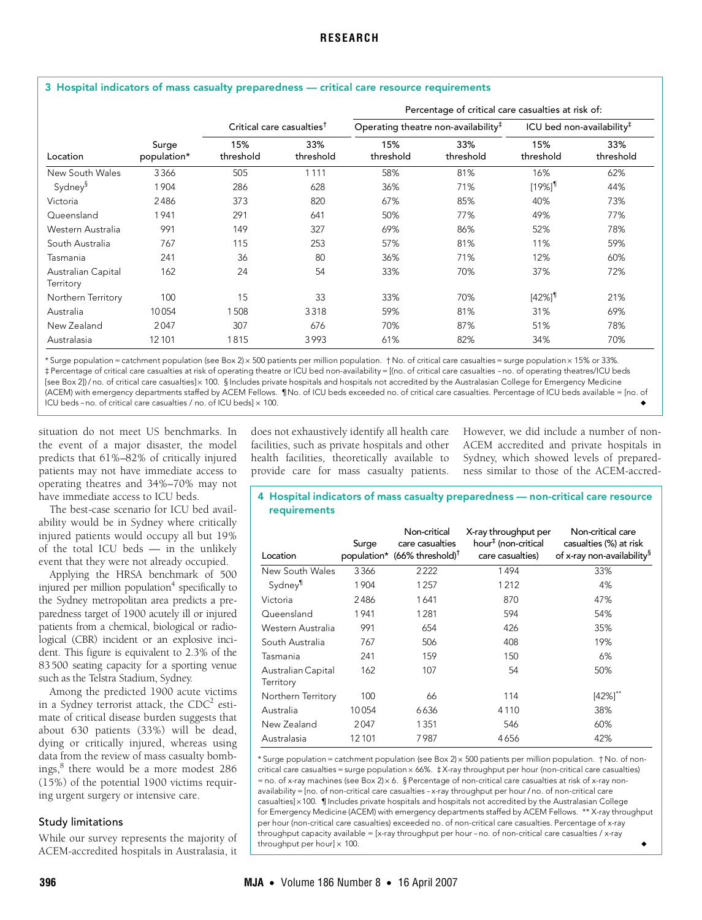### 3 Hospital indicators of mass casualty preparedness — critical care resource requirements

| | | | | Percentage of critical care casualties at risk of: | | | |
|---|---|---|---|---|---|---|---|
| | | Critical care casualties† | | Operating theatre non-availability‡ | | ICU bed non-availability‡ | |
| Location | Surge population* | 15% threshold | 33% threshold | 15% threshold | 33% threshold | 15% threshold | 33% threshold |
| New South Wales | 3366 | 505 | 1111 | 58% | 81% | 16% | 62% |
| Sydney§ | 1904 | 286 | 628 | 36% | 71% | [19%]¶ | 44% |
| Victoria | 2486 | 373 | 820 | 67% | 85% | 40% | 73% |
| Queensland | 1941 | 291 | 641 | 50% | 77% | 49% | 77% |
| Western Australia | 991 | 149 | 327 | 69% | 86% | 52% | 78% |
| South Australia | 767 | 115 | 253 | 57% | 81% | 11% | 59% |
| Tasmania | 241 | 36 | 80 | 36% | 71% | 12% | 60% |
| Australian Capital Territory | 162 | 24 | 54 | 33% | 70% | 37% | 72% |
| Northern Territory | 100 | 15 | 33 | 33% | 70% | [42%]¶ | 21% |
| Australia | 10054 | 1508 | 3318 | 59% | 81% | 31% | 69% |
| New Zealand | 2047 | 307 | 676 | 70% | 87% | 51% | 78% |
| Australasia | 12101 | 1815 | 3993 | 61% | 82% | 34% | 70% |

\* Surge population = catchment population (see Box 2) × 500 patients per million population. † No. of critical care casualties = surge population × 15% or 33%. ‡ Percentage of critical care casualties at risk of operating theatre or ICU bed non-availability = [(no. of critical care casualties – no. of operating theatres/ICU beds [see Box 2]) / no. of critical care casualties] × 100. § Includes private hospitals and hospitals not accredited by the Australasian College for Emergency Medicine (ACEM) with emergency departments staffed by ACEM Fellows. ¶ No. of ICU beds exceeded no. of critical care casualties. Percentage of ICU beds available = [no. of ICU beds – no. of critical care casualties / no. of ICU beds] × 100.

situation do not meet US benchmarks. In the event of a major disaster, the model predicts that 61%–82% of critically injured patients may not have immediate access to operating theatres and 34%–70% may not have immediate access to ICU beds.

The best-case scenario for ICU bed availability would be in Sydney where critically injured patients would occupy all but 19% of the total ICU beds — in the unlikely event that they were not already occupied.

Applying the HRSA benchmark of 500 injured per million population[4] specifically to the Sydney metropolitan area predicts a preparedness target of 1900 acutely ill or injured patients from a chemical, biological or radiological (CBR) incident or an explosive incident. This figure is equivalent to 2.3% of the 83 500 seating capacity for a sporting venue such as the Telstra Stadium, Sydney.

Among the predicted 1900 acute victims in a Sydney terrorist attack, the CDC[2] estimate of critical disease burden suggests that about 630 patients (33%) will be dead, dying or critically injured, whereas using data from the review of mass casualty bombings,[8] there would be a more modest 286 (15%) of the potential 1900 victims requiring urgent surgery or intensive care.

### Study limitations

While our survey represents the majority of ACEM-accredited hospitals in Australasia, it does not exhaustively identify all health care facilities, such as private hospitals and other health facilities, theoretically available to provide care for mass casualty patients. However, we did include a number of non-ACEM accredited and private hospitals in Sydney, which showed levels of preparedness similar to those of the ACEM-accred-

### 4 Hospital indicators of mass casualty preparedness — non-critical care resource requirements

| Location | Surge population* | Non-critical care casualties (66% threshold)† | X-ray throughput per hour‡ (non-critical care casualties) | Non-critical care casualties (%) at risk of x-ray non-availability§ |
|---|---|---|---|---|
| New South Wales | 3366 | 2222 | 1494 | 33% |
| Sydney¶ | 1904 | 1257 | 1212 | 4% |
| Victoria | 2486 | 1641 | 870 | 47% |
| Queensland | 1941 | 1281 | 594 | 54% |
| Western Australia | 991 | 654 | 426 | 35% |
| South Australia | 767 | 506 | 408 | 19% |
| Tasmania | 241 | 159 | 150 | 6% |
| Australian Capital Territory | 162 | 107 | 54 | 50% |
| Northern Territory | 100 | 66 | 114 | [42%]** |
| Australia | 10054 | 6636 | 4110 | 38% |
| New Zealand | 2047 | 1351 | 546 | 60% |
| Australasia | 12101 | 7987 | 4656 | 42% |

\* Surge population = catchment population (see Box 2) × 500 patients per million population. † No. of non-critical care casualties = surge population × 66%. ‡ X-ray throughput per hour (non-critical care casualties) = no. of x-ray machines (see Box 2) × 6. § Percentage of non-critical care casualties at risk of x-ray non-availability = [no. of non-critical care casualties – x-ray throughput per hour / no. of non-critical care casualties] × 100. ¶ Includes private hospitals and hospitals not accredited by the Australasian College for Emergency Medicine (ACEM) with emergency departments staffed by ACEM Fellows. ** X-ray throughput per hour (non-critical care casualties) exceeded no. of non-critical care casualties. Percentage of x-ray throughput capacity available = [x-ray throughput per hour – no. of non-critical care casualties / x-ray throughput per hour] × 100.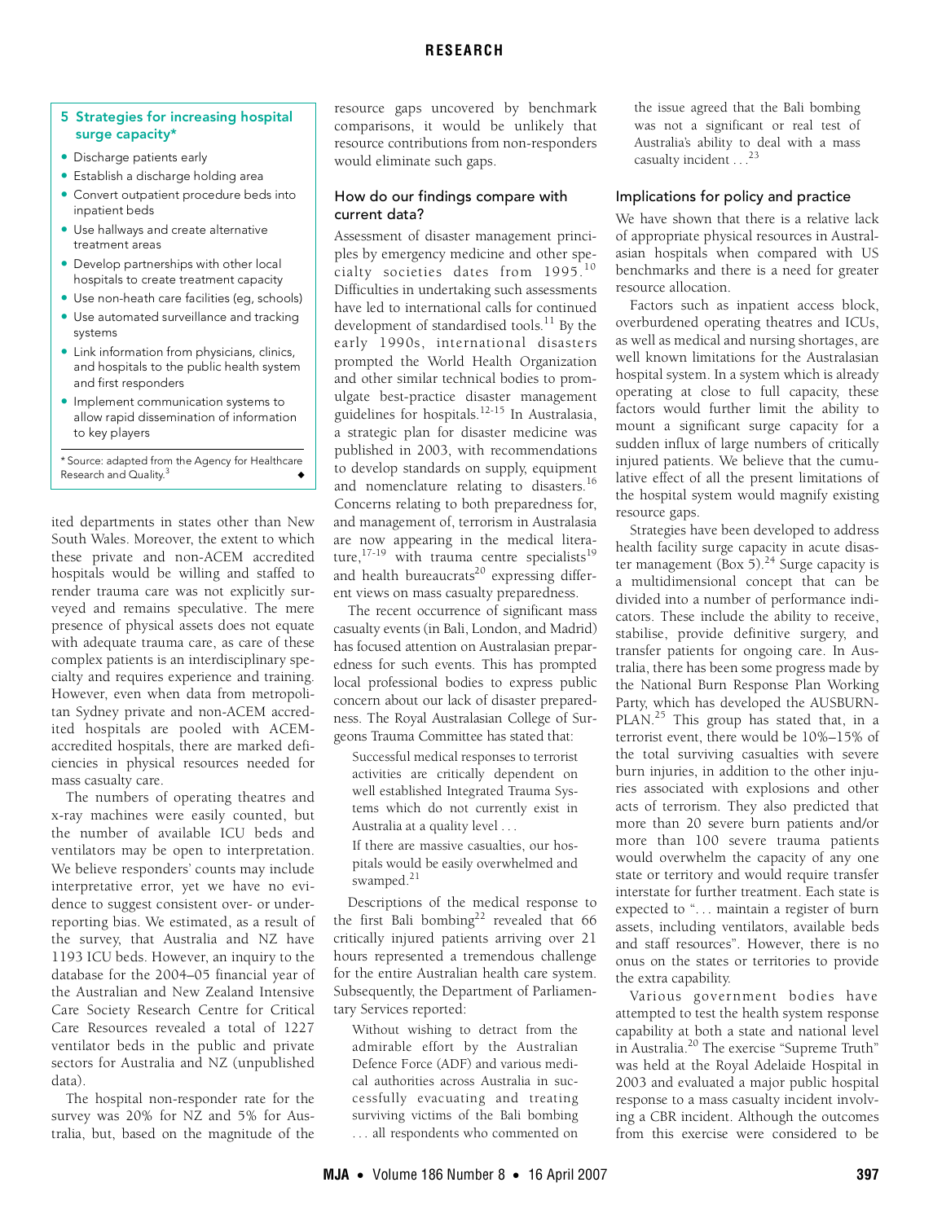## 5 Strategies for increasing hospital surge capacity*

- Discharge patients early
- Establish a discharge holding area
- Convert outpatient procedure beds into inpatient beds
- Use hallways and create alternative treatment areas
- Develop partnerships with other local hospitals to create treatment capacity
- Use non-heath care facilities (eg, schools)
- Use automated surveillance and tracking systems
- Link information from physicians, clinics, and hospitals to the public health system and first responders
- Implement communication systems to allow rapid dissemination of information to key players

\* Source: adapted from the Agency for Healthcare Research and Quality.[3] ◆

ited departments in states other than New South Wales. Moreover, the extent to which these private and non-ACEM accredited hospitals would be willing and staffed to render trauma care was not explicitly surveyed and remains speculative. The mere presence of physical assets does not equate with adequate trauma care, as care of these complex patients is an interdisciplinary specialty and requires experience and training. However, even when data from metropolitan Sydney private and non-ACEM accredited hospitals are pooled with ACEM-accredited hospitals, there are marked deficiencies in physical resources needed for mass casualty care.

The numbers of operating theatres and x-ray machines were easily counted, but the number of available ICU beds and ventilators may be open to interpretation. We believe responders' counts may include interpretative error, yet we have no evidence to suggest consistent over- or under-reporting bias. We estimated, as a result of the survey, that Australia and NZ have 1193 ICU beds. However, an inquiry to the database for the 2004–05 financial year of the Australian and New Zealand Intensive Care Society Research Centre for Critical Care Resources revealed a total of 1227 ventilator beds in the public and private sectors for Australia and NZ (unpublished data).

The hospital non-responder rate for the survey was 20% for NZ and 5% for Australia, but, based on the magnitude of the resource gaps uncovered by benchmark comparisons, it would be unlikely that resource contributions from non-responders would eliminate such gaps.

### How do our findings compare with current data?

Assessment of disaster management principles by emergency medicine and other specialty societies dates from 1995.[10] Difficulties in undertaking such assessments have led to international calls for continued development of standardised tools.[11] By the early 1990s, international disasters prompted the World Health Organization and other similar technical bodies to promulgate best-practice disaster management guidelines for hospitals.[12-15] In Australasia, a strategic plan for disaster medicine was published in 2003, with recommendations to develop standards on supply, equipment and nomenclature relating to disasters.[16] Concerns relating to both preparedness for, and management of, terrorism in Australasia are now appearing in the medical literature,[17-19] with trauma centre specialists[19] and health bureaucrats[20] expressing different views on mass casualty preparedness.

The recent occurrence of significant mass casualty events (in Bali, London, and Madrid) has focused attention on Australasian preparedness for such events. This has prompted local professional bodies to express public concern about our lack of disaster preparedness. The Royal Australasian College of Surgeons Trauma Committee has stated that:

> Successful medical responses to terrorist activities are critically dependent on well established Integrated Trauma Systems which do not currently exist in Australia at a quality level . . .
>
> If there are massive casualties, our hospitals would be easily overwhelmed and swamped.[21]

Descriptions of the medical response to the first Bali bombing[22] revealed that 66 critically injured patients arriving over 21 hours represented a tremendous challenge for the entire Australian health care system. Subsequently, the Department of Parliamentary Services reported:

> Without wishing to detract from the admirable effort by the Australian Defence Force (ADF) and various medical authorities across Australia in successfully evacuating and treating surviving victims of the Bali bombing . . . all respondents who commented on the issue agreed that the Bali bombing was not a significant or real test of Australia's ability to deal with a mass casualty incident . . .[23]

### Implications for policy and practice

We have shown that there is a relative lack of appropriate physical resources in Australasian hospitals when compared with US benchmarks and there is a need for greater resource allocation.

Factors such as inpatient access block, overburdened operating theatres and ICUs, as well as medical and nursing shortages, are well known limitations for the Australasian hospital system. In a system which is already operating at close to full capacity, these factors would further limit the ability to mount a significant surge capacity for a sudden influx of large numbers of critically injured patients. We believe that the cumulative effect of all the present limitations of the hospital system would magnify existing resource gaps.

Strategies have been developed to address health facility surge capacity in acute disaster management (Box 5).[24] Surge capacity is a multidimensional concept that can be divided into a number of performance indicators. These include the ability to receive, stabilise, provide definitive surgery, and transfer patients for ongoing care. In Australia, there has been some progress made by the National Burn Response Plan Working Party, which has developed the AUSBURNPLAN.[25] This group has stated that, in a terrorist event, there would be 10%–15% of the total surviving casualties with severe burn injuries, in addition to the other injuries associated with explosions and other acts of terrorism. They also predicted that more than 20 severe burn patients and/or more than 100 severe trauma patients would overwhelm the capacity of any one state or territory and would require transfer interstate for further treatment. Each state is expected to "... maintain a register of burn assets, including ventilators, available beds and staff resources". However, there is no onus on the states or territories to provide the extra capability.

Various government bodies have attempted to test the health system response capability at both a state and national level in Australia.[20] The exercise "Supreme Truth" was held at the Royal Adelaide Hospital in 2003 and evaluated a major public hospital response to a mass casualty incident involving a CBR incident. Although the outcomes from this exercise were considered to be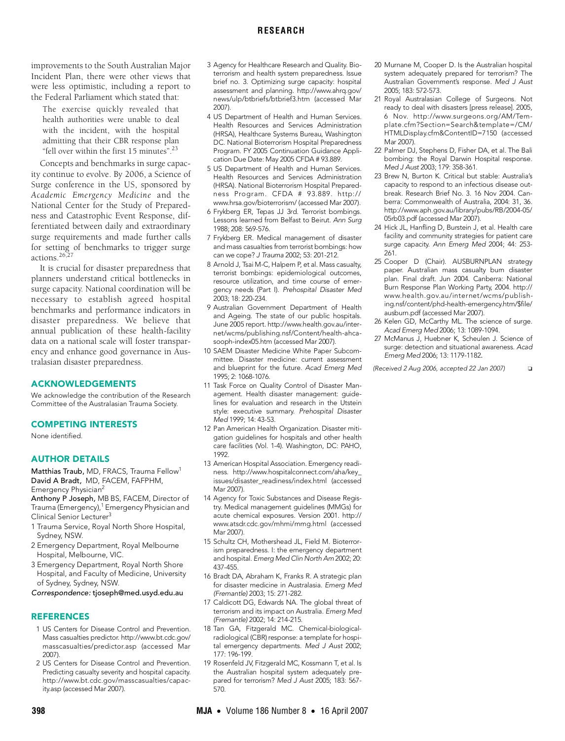improvements to the South Australian Major Incident Plan, there were other views that were less optimistic, including a report to the Federal Parliament which stated that:

> The exercise quickly revealed that health authorities were unable to deal with the incident, with the hospital admitting that their CBR response plan "fell over within the first 15 minutes".[23]

Concepts and benchmarks in surge capacity continue to evolve. By 2006, a Science of Surge conference in the US, sponsored by *Academic Emergency Medicine* and the National Center for the Study of Preparedness and Catastrophic Event Response, differentiated between daily and extraordinary surge requirements and made further calls for setting of benchmarks to trigger surge actions.[26,27]

It is crucial for disaster preparedness that planners understand critical bottlenecks in surge capacity. National coordination will be necessary to establish agreed hospital benchmarks and performance indicators in disaster preparedness. We believe that annual publication of these health-facility data on a national scale will foster transparency and enhance good governance in Australasian disaster preparedness.

## ACKNOWLEDGEMENTS

We acknowledge the contribution of the Research Committee of the Australasian Trauma Society.

## COMPETING INTERESTS

None identified.

## AUTHOR DETAILS

**Matthias Traub,** MD, FRACS, Trauma Fellow[1]
**David A Bradt,** MD, FACEM, FAFPHM, Emergency Physician[2]
**Anthony P Joseph,** MB BS, FACEM, Director of Trauma (Emergency),[1] Emergency Physician and Clinical Senior Lecturer[3]

1 Trauma Service, Royal North Shore Hospital, Sydney, NSW.
2 Emergency Department, Royal Melbourne Hospital, Melbourne, VIC.
3 Emergency Department, Royal North Shore Hospital, and Faculty of Medicine, University of Sydney, Sydney, NSW.

*Correspondence:* tjoseph@med.usyd.edu.au

## REFERENCES

1. US Centers for Disease Control and Prevention. Mass casualties predictor. http://www.bt.cdc.gov/masscasualties/predictor.asp (accessed Mar 2007).
2. US Centers for Disease Control and Prevention. Predicting casualty severity and hospital capacity. http://www.bt.cdc.gov/masscasualties/capacity.asp (accessed Mar 2007).
3. Agency for Healthcare Research and Quality. Bioterrorism and health system preparedness. Issue brief no. 3. Optimizing surge capacity: hospital assessment and planning. http://www.ahrq.gov/news/ulp/btbriefs/btbrief3.htm (accessed Mar 2007).
4. US Department of Health and Human Services. Health Resources and Services Administration (HRSA), Healthcare Systems Bureau, Washington DC. National Bioterrorism Hospital Preparedness Program. FY 2005 Continuation Guidance Application Due Date: May 2005 CFDA # 93.889.
5. US Department of Health and Human Services. Health Resources and Services Administration (HRSA). National Bioterrorism Hospital Preparedness Program. CFDA # 93.889. http://www.hrsa.gov/bioterrorism/ (accessed Mar 2007).
6. Frykberg ER, Tepas JJ 3rd. Terrorist bombings. Lessons learned from Belfast to Beirut. *Ann Surg* 1988; 208: 569-576.
7. Frykberg ER. Medical management of disaster and mass casualties from terrorist bombings: how can we cope? *J Trauma* 2002; 53: 201-212.
8. Arnold J, Tsai M-C, Halpern P, et al. Mass casualty, terrorist bombings: epidemiological outcomes, resource utilization, and time course of emergency needs (Part I). *Prehospital Disaster Med* 2003; 18: 220-234.
9. Australian Government Department of Health and Ageing. The state of our public hospitals. June 2005 report. http://www.health.gov.au/internet/wcms/publishing.nsf/Content/health-ahca-sooph-index05.htm (accessed Mar 2007).
10. SAEM Disaster Medicine White Paper Subcommittee. Disaster medicine: current assessment and blueprint for the future. *Acad Emerg Med* 1995; 2: 1068-1076.
11. Task Force on Quality Control of Disaster Management. Health disaster management: guidelines for evaluation and research in the Utstein style: executive summary. *Prehospital Disaster Med* 1999; 14: 43-53.
12. Pan American Health Organization. Disaster mitigation guidelines for hospitals and other health care facilities (Vol. 1-4). Washington, DC: PAHO, 1992.
13. American Hospital Association. Emergency readiness. http://www.hospitalconnect.com/aha/key_issues/disaster_readiness/index.html (accessed Mar 2007).
14. Agency for Toxic Substances and Disease Registry. Medical management guidelines (MMGs) for acute chemical exposures. Version 2001. http://www.atsdr.cdc.gov/mhmi/mmg.html (accessed Mar 2007).
15. Schultz CH, Mothershead JL, Field M. Bioterrorism preparedness. I: the emergency department and hospital. *Emerg Med Clin North Am* 2002; 20: 437-455.
16. Bradt DA, Abraham K, Franks R. A strategic plan for disaster medicine in Australasia. *Emerg Med (Fremantle)* 2003; 15: 271-282.
17. Caldicott DG, Edwards NA. The global threat of terrorism and its impact on Australia. *Emerg Med (Fremantle)* 2002; 14: 214-215.
18. Tan GA, Fitzgerald MC. Chemical-biological-radiological (CBR) response: a template for hospital emergency departments. *Med J Aust* 2002; 177: 196-199.
19. Rosenfeld JV, Fitzgerald MC, Kossmann T, et al. Is the Australian hospital system adequately prepared for terrorism? *Med J Aust* 2005; 183: 567-570.
20. Murnane M, Cooper D. Is the Australian hospital system adequately prepared for terrorism? The Australian Government's response. *Med J Aust* 2005; 183: 572-573.
21. Royal Australasian College of Surgeons. Not ready to deal with disasters [press release]. 2005, 6 Nov. http://www.surgeons.org/AM/Template.cfm?Section=Search&template=/CM/HTMLDisplay.cfm&ContentID=7150 (accessed Mar 2007).
22. Palmer DJ, Stephens D, Fisher DA, et al. The Bali bombing: the Royal Darwin Hospital response. *Med J Aust* 2003; 179: 358-361.
23. Brew N, Burton K. Critical but stable: Australia's capacity to respond to an infectious disease outbreak. Research Brief No. 3. 16 Nov 2004. Canberra: Commonwealth of Australia, 2004: 31, 36. http://www.aph.gov.au/library/pubs/RB/2004-05/05rb03.pdf (accessed Mar 2007).
24. Hick JL, Hanfling D, Burstein J, et al. Health care facility and community strategies for patient care surge capacity. *Ann Emerg Med* 2004; 44: 253-261.
25. Cooper D (Chair). AUSBURNPLAN strategy paper. Australian mass casualty burn disaster plan. Final draft. Jun 2004. Canberra: National Burn Response Plan Working Party, 2004. http://www.health.gov.au/internet/wcms/publishing.nsf/content/phd-health-emergency.htm/$file/ausburn.pdf (accessed Mar 2007).
26. Kelen GD, McCarthy ML. The science of surge. *Acad Emerg Med* 2006; 13: 1089-1094.
27. McManus J, Huebner K, Scheulen J. Science of surge: detection and situational awareness. *Acad Emerg Med* 2006; 13: 1179-1182.

*(Received 2 Aug 2006, accepted 22 Jan 2007)*